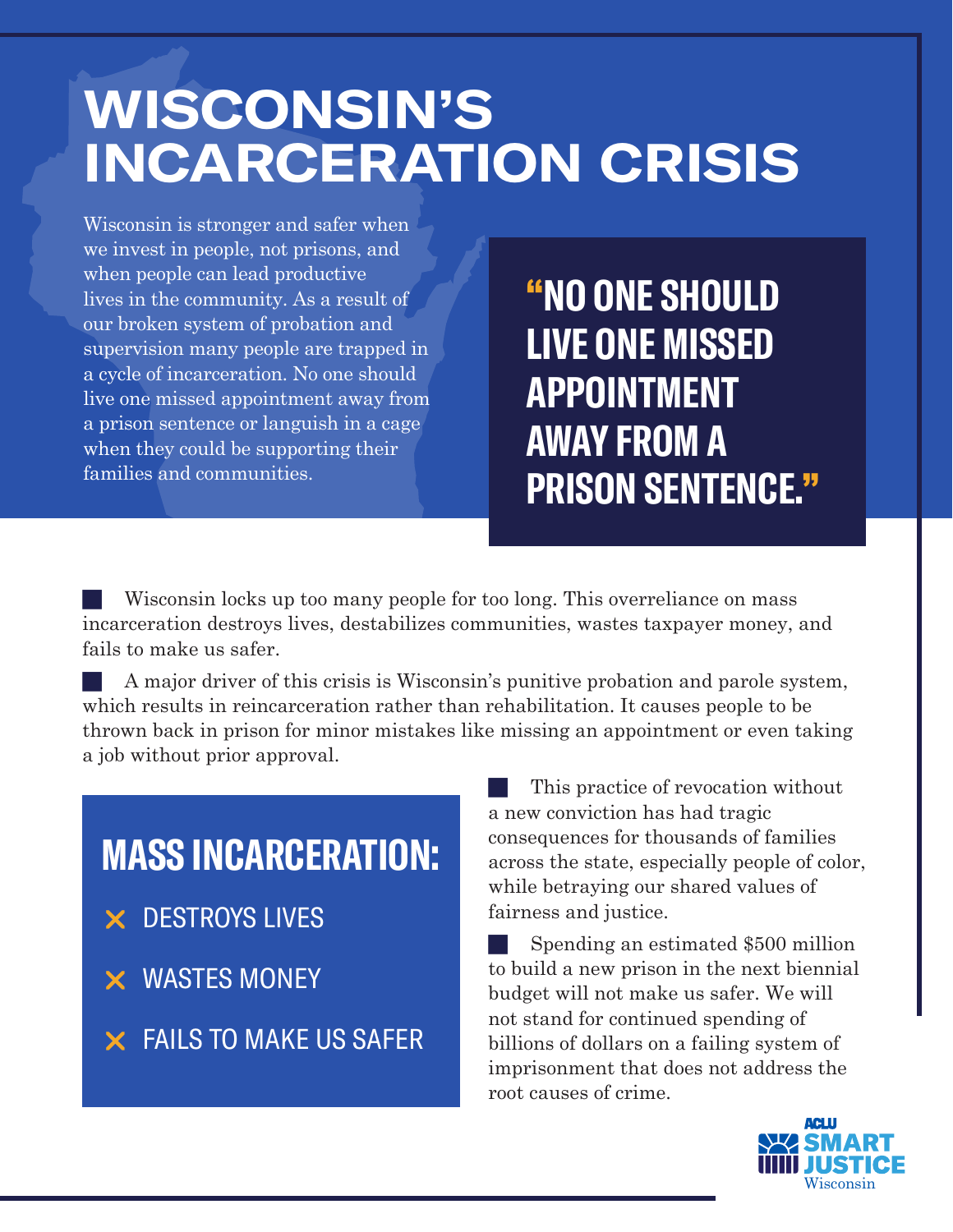# WISCONSIN'S INCARCERATION CRISIS

Wisconsin is stronger and safer when we invest in people, not prisons, and when people can lead productive lives in the community. As a result of our broken system of probation and supervision many people are trapped in a cycle of incarceration. No one should live one missed appointment away from a prison sentence or languish in a cage when they could be supporting their families and communities.

> **"NO ONE SHOULD LIVE ONE MISSED APPOINTMENT AWAY FROM A PRISON SENTENCE."**

- Wisconsin locks up too many people for too long. This overreliance on mass incarceration destroys lives, destabilizes communities, wastes taxpayer money, and fails to make us safer.

- A major driver of this crisis is Wisconsin's punitive probation and parole system, which results in reincarceration rather than rehabilitation. It causes people to be thrown back in prison for minor mistakes like missing an appointment or even taking a job without prior approval.

## MASS INCARCERATION:

- ✕ DESTROYS LIVES
- ✕ WASTES MONEY
- ✕ FAILS TO MAKE US SAFER

- This practice of revocation without a new conviction has had tragic consequences for thousands of families across the state, especially people of color, while betraying our shared values of fairness and justice.

- Spending an estimated $500 million to build a new prison in the next biennial budget will not make us safer. We will not stand for continued spending of billions of dollars on a failing system of imprisonment that does not address the root causes of crime.

ACLU SMART JUSTICE Wisconsin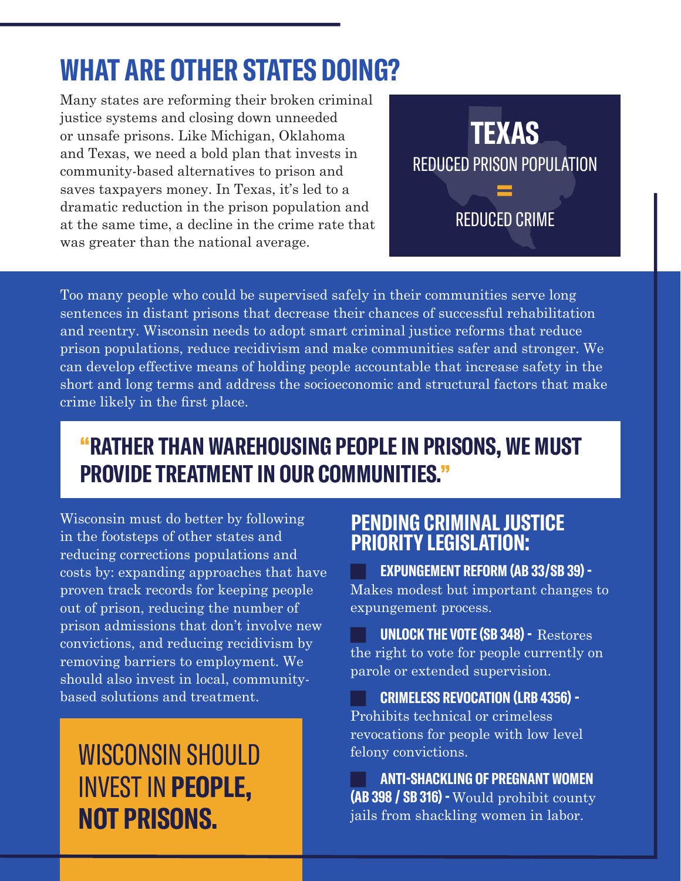# WHAT ARE OTHER STATES DOING?

Many states are reforming their broken criminal justice systems and closing down unneeded or unsafe prisons. Like Michigan, Oklahoma and Texas, we need a bold plan that invests in community-based alternatives to prison and saves taxpayers money. In Texas, it's led to a dramatic reduction in the prison population and at the same time, a decline in the crime rate that was greater than the national average.

**TEXAS**

REDUCED PRISON POPULATION

=

REDUCED CRIME

Too many people who could be supervised safely in their communities serve long sentences in distant prisons that decrease their chances of successful rehabilitation and reentry. Wisconsin needs to adopt smart criminal justice reforms that reduce prison populations, reduce recidivism and make communities safer and stronger. We can develop effective means of holding people accountable that increase safety in the short and long terms and address the socioeconomic and structural factors that make crime likely in the first place.

> **"RATHER THAN WAREHOUSING PEOPLE IN PRISONS, WE MUST PROVIDE TREATMENT IN OUR COMMUNITIES."**

Wisconsin must do better by following in the footsteps of other states and reducing corrections populations and costs by: expanding approaches that have proven track records for keeping people out of prison, reducing the number of prison admissions that don't involve new convictions, and reducing recidivism by removing barriers to employment. We should also invest in local, community-based solutions and treatment.

WISCONSIN SHOULD INVEST IN **PEOPLE, NOT PRISONS.**

## PENDING CRIMINAL JUSTICE PRIORITY LEGISLATION:

- **EXPUNGEMENT REFORM (AB 33/SB 39) -** Makes modest but important changes to expungement process.
- **UNLOCK THE VOTE (SB 348) -** Restores the right to vote for people currently on parole or extended supervision.
- **CRIMELESS REVOCATION (LRB 4356) -** Prohibits technical or crimeless revocations for people with low level felony convictions.
- **ANTI-SHACKLING OF PREGNANT WOMEN (AB 398 / SB 316) -** Would prohibit county jails from shackling women in labor.